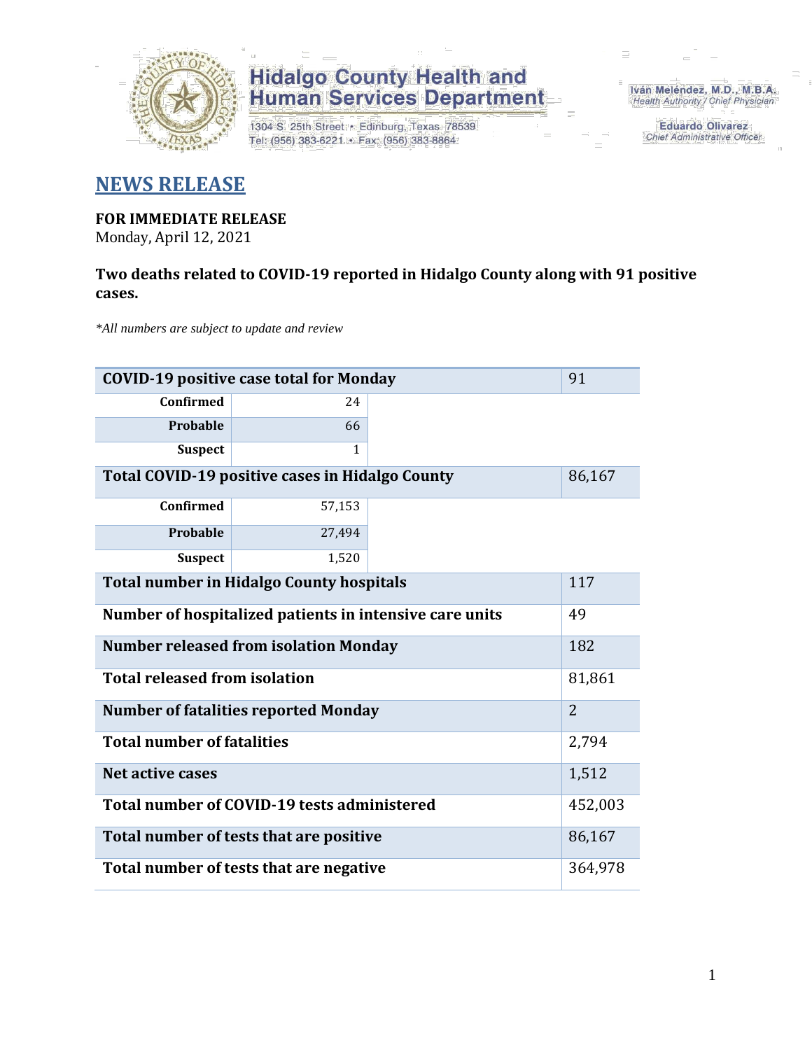**Hidalgo County Health and Human Services Department**

1304 S. 25th Street • Edinburg, Texas 78539
Tel: (956) 383-6221 • Fax: (956) 383-8864

Iván Meléndez, M.D., M.B.A.
*Health Authority / Chief Physician*

Eduardo Olivarez
*Chief Administrative Officer*

# NEWS RELEASE

**FOR IMMEDIATE RELEASE**
Monday, April 12, 2021

**Two deaths related to COVID-19 reported in Hidalgo County along with 91 positive cases.**

*\*All numbers are subject to update and review*

| | | |
|---|---|---|
| **COVID-19 positive case total for Monday** | | 91 |
| **Confirmed** | 24 | |
| **Probable** | 66 | |
| **Suspect** | 1 | |
| **Total COVID-19 positive cases in Hidalgo County** | | 86,167 |
| **Confirmed** | 57,153 | |
| **Probable** | 27,494 | |
| **Suspect** | 1,520 | |
| **Total number in Hidalgo County hospitals** | | 117 |
| **Number of hospitalized patients in intensive care units** | | 49 |
| **Number released from isolation Monday** | | 182 |
| **Total released from isolation** | | 81,861 |
| **Number of fatalities reported Monday** | | 2 |
| **Total number of fatalities** | | 2,794 |
| **Net active cases** | | 1,512 |
| **Total number of COVID-19 tests administered** | | 452,003 |
| **Total number of tests that are positive** | | 86,167 |
| **Total number of tests that are negative** | | 364,978 |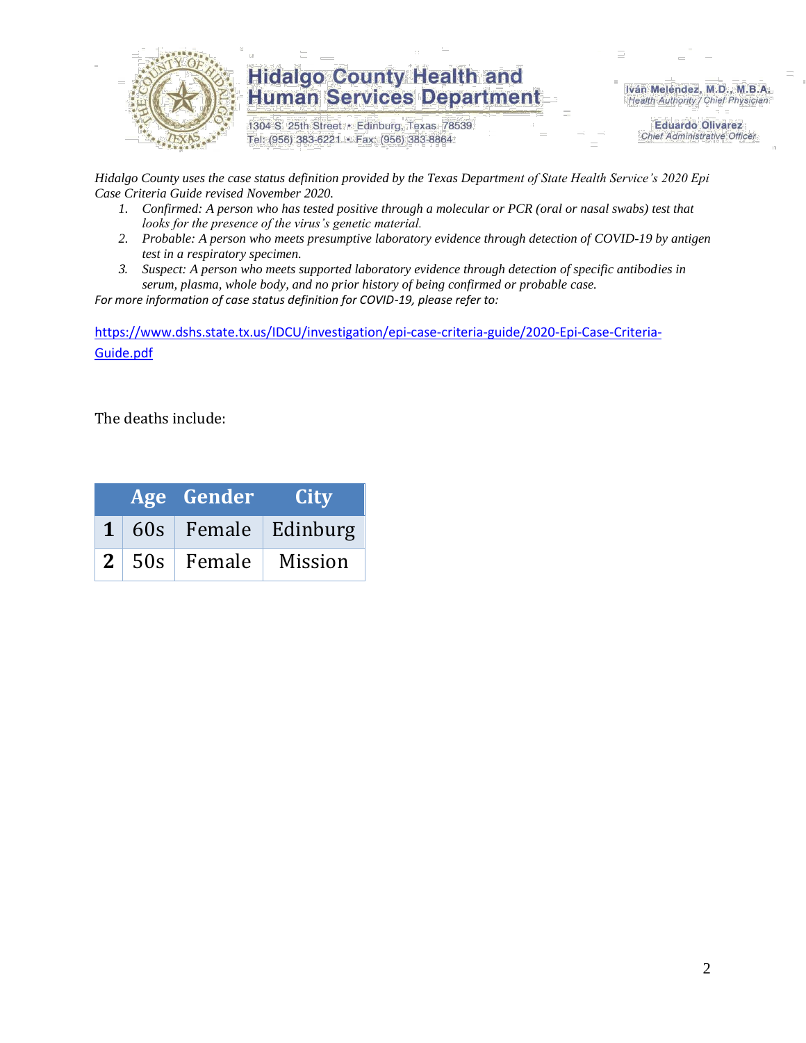*Hidalgo County uses the case status definition provided by the Texas Department of State Health Service's 2020 Epi Case Criteria Guide revised November 2020.*

1. *Confirmed: A person who has tested positive through a molecular or PCR (oral or nasal swabs) test that looks for the presence of the virus's genetic material.*
2. *Probable: A person who meets presumptive laboratory evidence through detection of COVID-19 by antigen test in a respiratory specimen.*
3. *Suspect: A person who meets supported laboratory evidence through detection of specific antibodies in serum, plasma, whole body, and no prior history of being confirmed or probable case.*

*For more information of case status definition for COVID-19, please refer to:*

https://www.dshs.state.tx.us/IDCU/investigation/epi-case-criteria-guide/2020-Epi-Case-Criteria-Guide.pdf

The deaths include:

| | Age | Gender | City |
|---|---|---|---|
| **1** | 60s | Female | Edinburg |
| **2** | 50s | Female | Mission |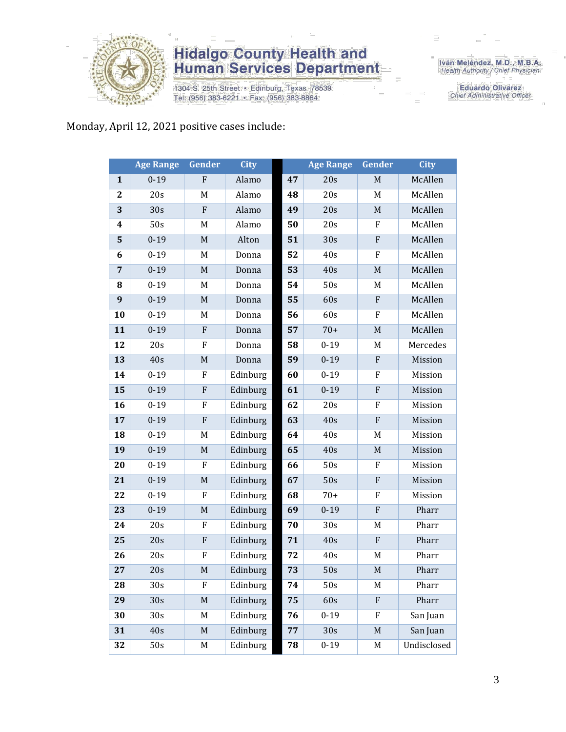Monday, April 12, 2021 positive cases include:

| | Age Range | Gender | City | | Age Range | Gender | City |
|---|---|---|---|---|---|---|---|
| **1** | 0-19 | F | Alamo | **47** | 20s | M | McAllen |
| **2** | 20s | M | Alamo | **48** | 20s | M | McAllen |
| **3** | 30s | F | Alamo | **49** | 20s | M | McAllen |
| **4** | 50s | M | Alamo | **50** | 20s | F | McAllen |
| **5** | 0-19 | M | Alton | **51** | 30s | F | McAllen |
| **6** | 0-19 | M | Donna | **52** | 40s | F | McAllen |
| **7** | 0-19 | M | Donna | **53** | 40s | M | McAllen |
| **8** | 0-19 | M | Donna | **54** | 50s | M | McAllen |
| **9** | 0-19 | M | Donna | **55** | 60s | F | McAllen |
| **10** | 0-19 | M | Donna | **56** | 60s | F | McAllen |
| **11** | 0-19 | F | Donna | **57** | 70+ | M | McAllen |
| **12** | 20s | F | Donna | **58** | 0-19 | M | Mercedes |
| **13** | 40s | M | Donna | **59** | 0-19 | F | Mission |
| **14** | 0-19 | F | Edinburg | **60** | 0-19 | F | Mission |
| **15** | 0-19 | F | Edinburg | **61** | 0-19 | F | Mission |
| **16** | 0-19 | F | Edinburg | **62** | 20s | F | Mission |
| **17** | 0-19 | F | Edinburg | **63** | 40s | F | Mission |
| **18** | 0-19 | M | Edinburg | **64** | 40s | M | Mission |
| **19** | 0-19 | M | Edinburg | **65** | 40s | M | Mission |
| **20** | 0-19 | F | Edinburg | **66** | 50s | F | Mission |
| **21** | 0-19 | M | Edinburg | **67** | 50s | F | Mission |
| **22** | 0-19 | F | Edinburg | **68** | 70+ | F | Mission |
| **23** | 0-19 | M | Edinburg | **69** | 0-19 | F | Pharr |
| **24** | 20s | F | Edinburg | **70** | 30s | M | Pharr |
| **25** | 20s | F | Edinburg | **71** | 40s | F | Pharr |
| **26** | 20s | F | Edinburg | **72** | 40s | M | Pharr |
| **27** | 20s | M | Edinburg | **73** | 50s | M | Pharr |
| **28** | 30s | F | Edinburg | **74** | 50s | M | Pharr |
| **29** | 30s | M | Edinburg | **75** | 60s | F | Pharr |
| **30** | 30s | M | Edinburg | **76** | 0-19 | F | San Juan |
| **31** | 40s | M | Edinburg | **77** | 30s | M | San Juan |
| **32** | 50s | M | Edinburg | **78** | 0-19 | M | Undisclosed |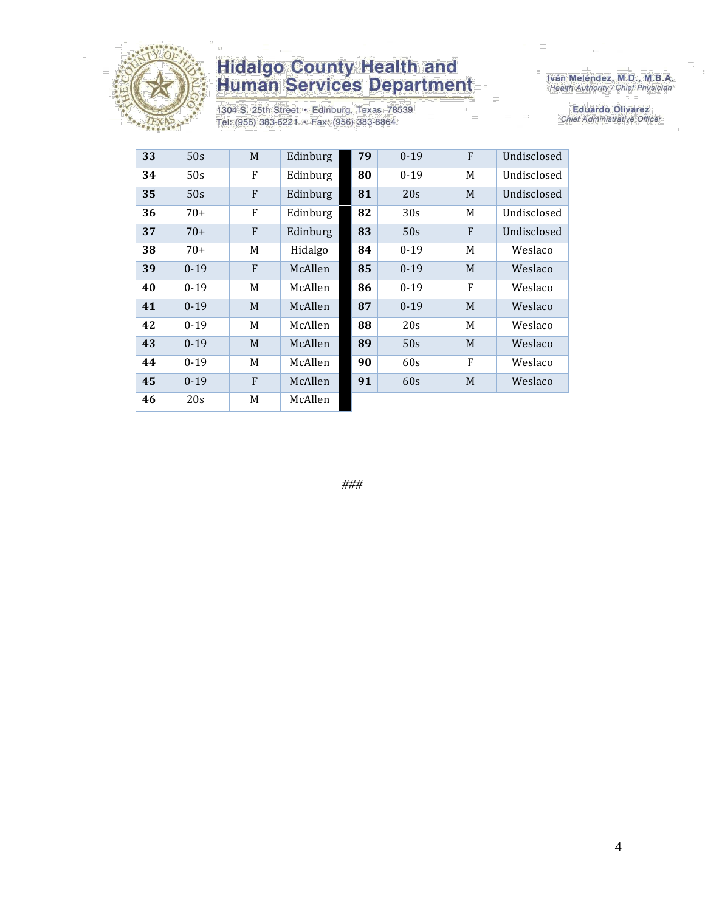| | | | |
|---|---|---|---|
| **33** | 50s | M | Edinburg |
| **34** | 50s | F | Edinburg |
| **35** | 50s | F | Edinburg |
| **36** | 70+ | F | Edinburg |
| **37** | 70+ | F | Edinburg |
| **38** | 70+ | M | Hidalgo |
| **39** | 0-19 | F | McAllen |
| **40** | 0-19 | M | McAllen |
| **41** | 0-19 | M | McAllen |
| **42** | 0-19 | M | McAllen |
| **43** | 0-19 | M | McAllen |
| **44** | 0-19 | M | McAllen |
| **45** | 0-19 | F | McAllen |
| **46** | 20s | M | McAllen |
| **79** | 0-19 | F | Undisclosed |
| **80** | 0-19 | M | Undisclosed |
| **81** | 20s | M | Undisclosed |
| **82** | 30s | M | Undisclosed |
| **83** | 50s | F | Undisclosed |
| **84** | 0-19 | M | Weslaco |
| **85** | 0-19 | M | Weslaco |
| **86** | 0-19 | F | Weslaco |
| **87** | 0-19 | M | Weslaco |
| **88** | 20s | M | Weslaco |
| **89** | 50s | M | Weslaco |
| **90** | 60s | F | Weslaco |
| **91** | 60s | M | Weslaco |

###